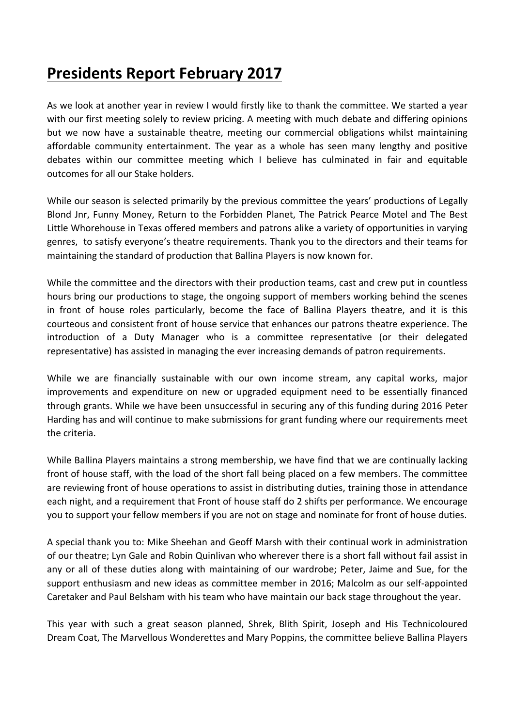# Presidents Report February 2017

As we look at another year in review I would firstly like to thank the committee. We started a year with our first meeting solely to review pricing. A meeting with much debate and differing opinions but we now have a sustainable theatre, meeting our commercial obligations whilst maintaining affordable community entertainment. The year as a whole has seen many lengthy and positive debates within our committee meeting which I believe has culminated in fair and equitable outcomes for all our Stake holders.

While our season is selected primarily by the previous committee the years' productions of Legally Blond Jnr, Funny Money, Return to the Forbidden Planet, The Patrick Pearce Motel and The Best Little Whorehouse in Texas offered members and patrons alike a variety of opportunities in varying genres, to satisfy everyone's theatre requirements. Thank you to the directors and their teams for maintaining the standard of production that Ballina Players is now known for.

While the committee and the directors with their production teams, cast and crew put in countless hours bring our productions to stage, the ongoing support of members working behind the scenes in front of house roles particularly, become the face of Ballina Players theatre, and it is this courteous and consistent front of house service that enhances our patrons theatre experience. The introduction of a Duty Manager who is a committee representative (or their delegated representative) has assisted in managing the ever increasing demands of patron requirements.

While we are financially sustainable with our own income stream, any capital works, major improvements and expenditure on new or upgraded equipment need to be essentially financed through grants. While we have been unsuccessful in securing any of this funding during 2016 Peter Harding has and will continue to make submissions for grant funding where our requirements meet the criteria.

While Ballina Players maintains a strong membership, we have find that we are continually lacking front of house staff, with the load of the short fall being placed on a few members. The committee are reviewing front of house operations to assist in distributing duties, training those in attendance each night, and a requirement that Front of house staff do 2 shifts per performance. We encourage you to support your fellow members if you are not on stage and nominate for front of house duties.

A special thank you to: Mike Sheehan and Geoff Marsh with their continual work in administration of our theatre; Lyn Gale and Robin Quinlivan who wherever there is a short fall without fail assist in any or all of these duties along with maintaining of our wardrobe; Peter, Jaime and Sue, for the support enthusiasm and new ideas as committee member in 2016; Malcolm as our self-appointed Caretaker and Paul Belsham with his team who have maintain our back stage throughout the year.

This year with such a great season planned, Shrek, Blith Spirit, Joseph and His Technicoloured Dream Coat, The Marvellous Wonderettes and Mary Poppins, the committee believe Ballina Players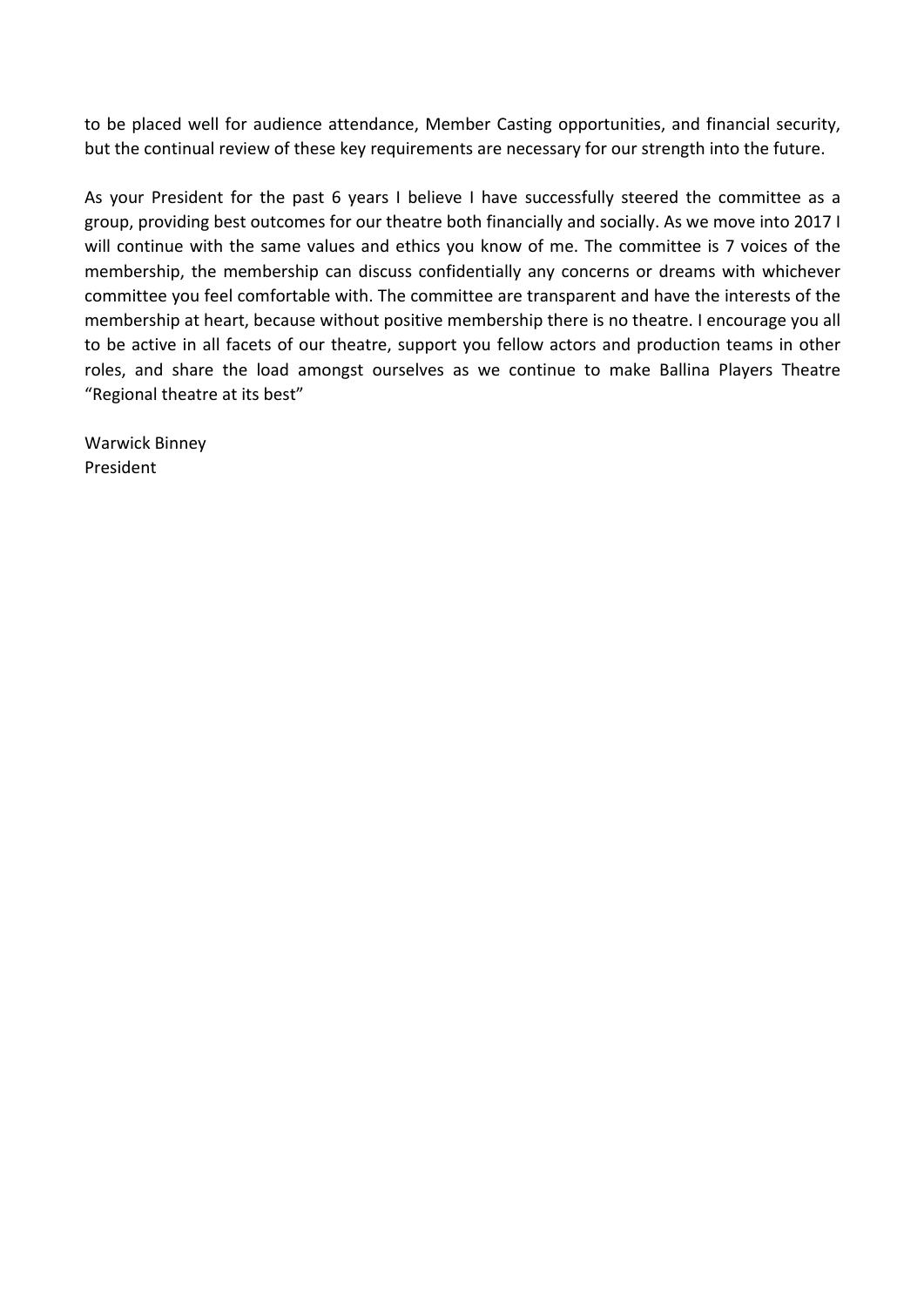to be placed well for audience attendance, Member Casting opportunities, and financial security, but the continual review of these key requirements are necessary for our strength into the future.

As your President for the past 6 years I believe I have successfully steered the committee as a group, providing best outcomes for our theatre both financially and socially. As we move into 2017 I will continue with the same values and ethics you know of me. The committee is 7 voices of the membership, the membership can discuss confidentially any concerns or dreams with whichever committee you feel comfortable with. The committee are transparent and have the interests of the membership at heart, because without positive membership there is no theatre. I encourage you all to be active in all facets of our theatre, support you fellow actors and production teams in other roles, and share the load amongst ourselves as we continue to make Ballina Players Theatre "Regional theatre at its best"

Warwick Binney
President